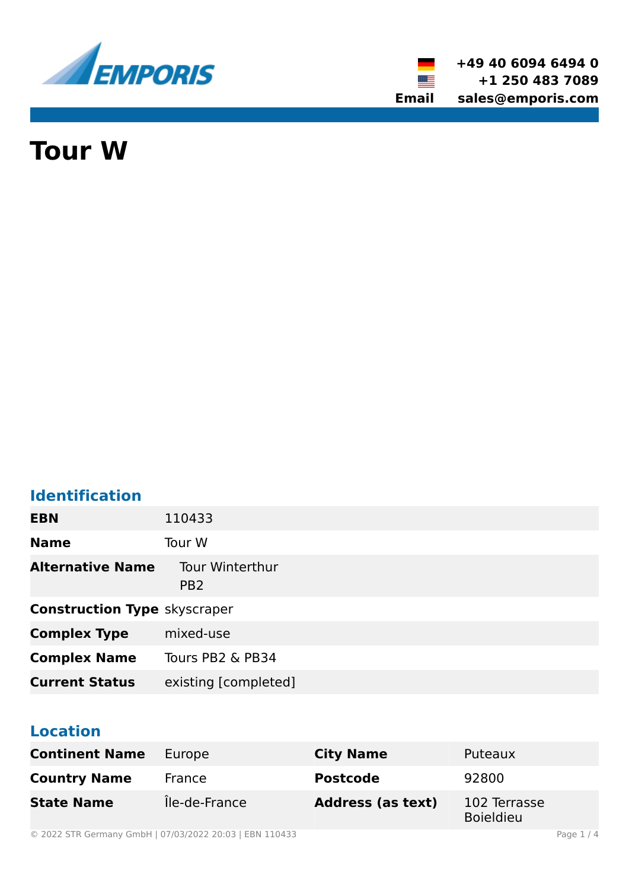+49 40 6094 6494 0
+1 250 483 7089
Email sales@emporis.com

# Tour W

## Identification

| | |
|---|---|
| **EBN** | 110433 |
| **Name** | Tour W |
| **Alternative Name** | Tour Winterthur<br>PB2 |
| **Construction Type** | skyscraper |
| **Complex Type** | mixed-use |
| **Complex Name** | Tours PB2 & PB34 |
| **Current Status** | existing [completed] |

## Location

| | | | |
|---|---|---|---|
| **Continent Name** | Europe | **City Name** | Puteaux |
| **Country Name** | France | **Postcode** | 92800 |
| **State Name** | Île-de-France | **Address (as text)** | 102 Terrasse Boieldieu |

© 2022 STR Germany GmbH | 07/03/2022 20:03 | EBN 110433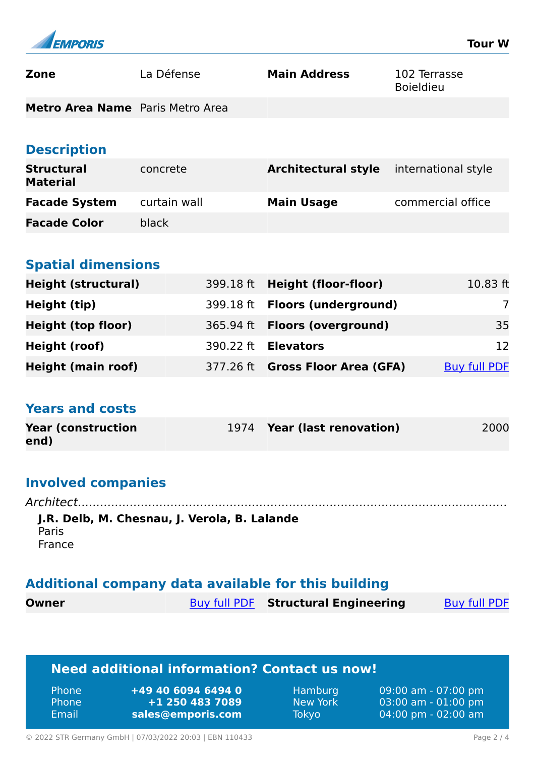| | | | |
|---|---|---|---|
| **Zone** | La Défense | **Main Address** | 102 Terrasse Boieldieu |
| **Metro Area Name** | Paris Metro Area | | |

## Description

| | | | |
|---|---|---|---|
| **Structural Material** | concrete | **Architectural style** | international style |
| **Facade System** | curtain wall | **Main Usage** | commercial office |
| **Facade Color** | black | | |

## Spatial dimensions

| | | | |
|---|---|---|---|
| **Height (structural)** | 399.18 ft | **Height (floor-floor)** | 10.83 ft |
| **Height (tip)** | 399.18 ft | **Floors (underground)** | 7 |
| **Height (top floor)** | 365.94 ft | **Floors (overground)** | 35 |
| **Height (roof)** | 390.22 ft | **Elevators** | 12 |
| **Height (main roof)** | 377.26 ft | **Gross Floor Area (GFA)** | Buy full PDF |

## Years and costs

| | | | |
|---|---|---|---|
| **Year (construction end)** | 1974 | **Year (last renovation)** | 2000 |

## Involved companies

*Architect*

**J.R. Delb, M. Chesnau, J. Verola, B. Lalande**
Paris
France

## Additional company data available for this building

| | | | |
|---|---|---|---|
| **Owner** | Buy full PDF | **Structural Engineering** | Buy full PDF |

## Need additional information? Contact us now!

| | | | |
|---|---|---|---|
| Phone | **+49 40 6094 6494 0** | Hamburg | 09:00 am - 07:00 pm |
| Phone | **+1 250 483 7089** | New York | 03:00 am - 01:00 pm |
| Email | **sales@emporis.com** | Tokyo | 04:00 pm - 02:00 am |

© 2022 STR Germany GmbH | 07/03/2022 20:03 | EBN 110433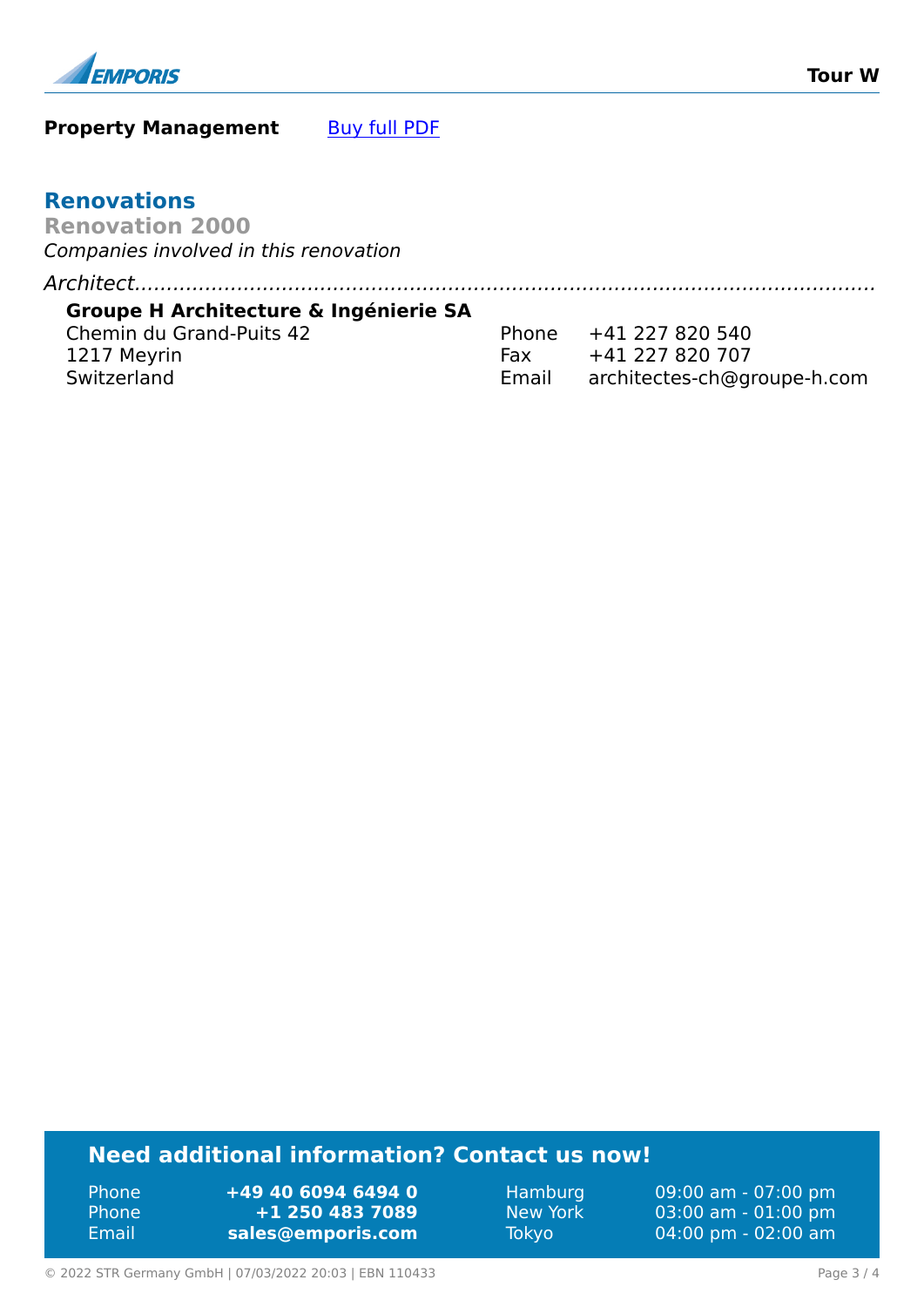**Property Management** Buy full PDF

## Renovations

### Renovation 2000

*Companies involved in this renovation*

*Architect*

**Groupe H Architecture & Ingénierie SA**
Chemin du Grand-Puits 42
1217 Meyrin
Switzerland

Phone +41 227 820 540
Fax +41 227 820 707
Email architectes-ch@groupe-h.com

## Need additional information? Contact us now!

| | | | |
|---|---|---|---|
| Phone | **+49 40 6094 6494 0** | Hamburg | 09:00 am - 07:00 pm |
| Phone | **+1 250 483 7089** | New York | 03:00 am - 01:00 pm |
| Email | **sales@emporis.com** | Tokyo | 04:00 pm - 02:00 am |

© 2022 STR Germany GmbH | 07/03/2022 20:03 | EBN 110433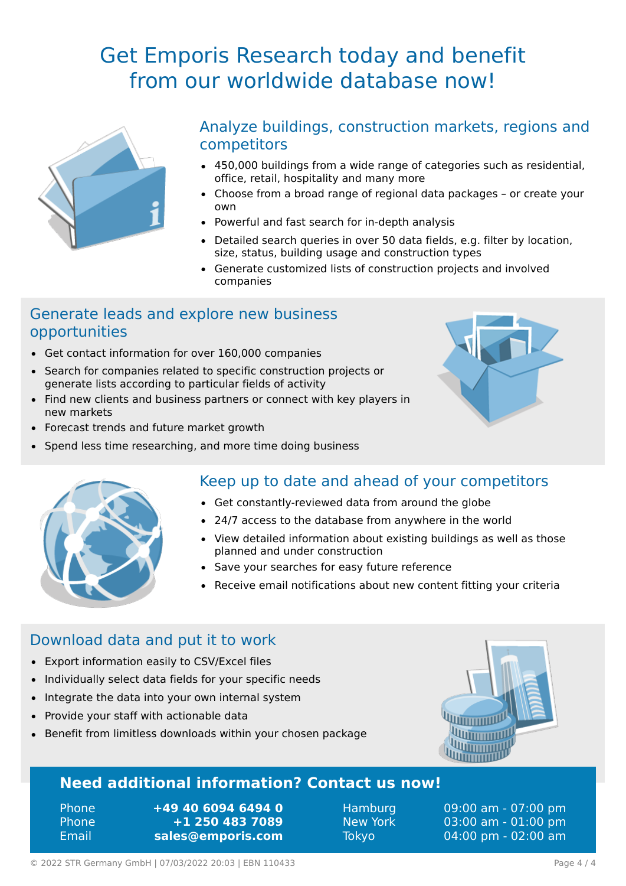# Get Emporis Research today and benefit from our worldwide database now!

## Analyze buildings, construction markets, regions and competitors

- 450,000 buildings from a wide range of categories such as residential, office, retail, hospitality and many more
- Choose from a broad range of regional data packages – or create your own
- Powerful and fast search for in-depth analysis
- Detailed search queries in over 50 data fields, e.g. filter by location, size, status, building usage and construction types
- Generate customized lists of construction projects and involved companies

## Generate leads and explore new business opportunities

- Get contact information for over 160,000 companies
- Search for companies related to specific construction projects or generate lists according to particular fields of activity
- Find new clients and business partners or connect with key players in new markets
- Forecast trends and future market growth
- Spend less time researching, and more time doing business

## Keep up to date and ahead of your competitors

- Get constantly-reviewed data from around the globe
- 24/7 access to the database from anywhere in the world
- View detailed information about existing buildings as well as those planned and under construction
- Save your searches for easy future reference
- Receive email notifications about new content fitting your criteria

## Download data and put it to work

- Export information easily to CSV/Excel files
- Individually select data fields for your specific needs
- Integrate the data into your own internal system
- Provide your staff with actionable data
- Benefit from limitless downloads within your chosen package

**Need additional information? Contact us now!**

| | | | |
|---|---|---|---|
| Phone | **+49 40 6094 6494 0** | Hamburg | 09:00 am - 07:00 pm |
| Phone | **+1 250 483 7089** | New York | 03:00 am - 01:00 pm |
| Email | **sales@emporis.com** | Tokyo | 04:00 pm - 02:00 am |

© 2022 STR Germany GmbH | 07/03/2022 20:03 | EBN 110433